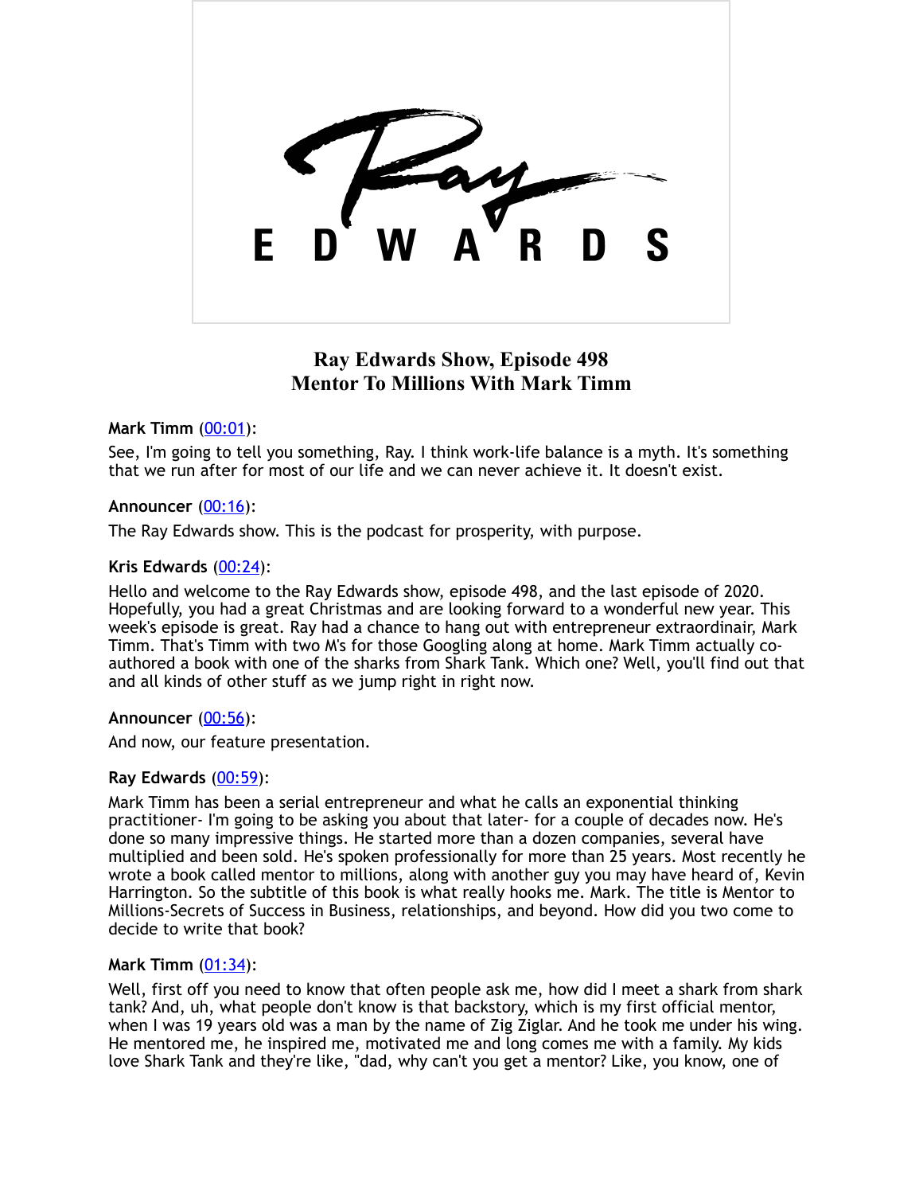# Ray Edwards Show, Episode 498
# Mentor To Millions With Mark Timm

**Mark Timm** (00:01):

See, I'm going to tell you something, Ray. I think work-life balance is a myth. It's something that we run after for most of our life and we can never achieve it. It doesn't exist.

**Announcer** (00:16):

The Ray Edwards show. This is the podcast for prosperity, with purpose.

**Kris Edwards** (00:24):

Hello and welcome to the Ray Edwards show, episode 498, and the last episode of 2020. Hopefully, you had a great Christmas and are looking forward to a wonderful new year. This week's episode is great. Ray had a chance to hang out with entrepreneur extraordinair, Mark Timm. That's Timm with two M's for those Googling along at home. Mark Timm actually co-authored a book with one of the sharks from Shark Tank. Which one? Well, you'll find out that and all kinds of other stuff as we jump right in right now.

**Announcer** (00:56):

And now, our feature presentation.

**Ray Edwards** (00:59):

Mark Timm has been a serial entrepreneur and what he calls an exponential thinking practitioner- I'm going to be asking you about that later- for a couple of decades now. He's done so many impressive things. He started more than a dozen companies, several have multiplied and been sold. He's spoken professionally for more than 25 years. Most recently he wrote a book called mentor to millions, along with another guy you may have heard of, Kevin Harrington. So the subtitle of this book is what really hooks me. Mark. The title is Mentor to Millions-Secrets of Success in Business, relationships, and beyond. How did you two come to decide to write that book?

**Mark Timm** (01:34):

Well, first off you need to know that often people ask me, how did I meet a shark from shark tank? And, uh, what people don't know is that backstory, which is my first official mentor, when I was 19 years old was a man by the name of Zig Ziglar. And he took me under his wing. He mentored me, he inspired me, motivated me and long comes me with a family. My kids love Shark Tank and they're like, "dad, why can't you get a mentor? Like, you know, one of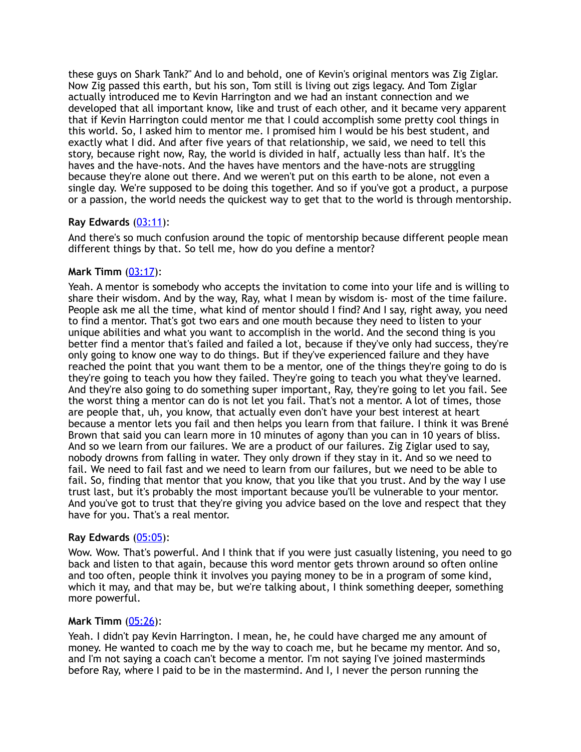these guys on Shark Tank?" And lo and behold, one of Kevin's original mentors was Zig Ziglar. Now Zig passed this earth, but his son, Tom still is living out zigs legacy. And Tom Ziglar actually introduced me to Kevin Harrington and we had an instant connection and we developed that all important know, like and trust of each other, and it became very apparent that if Kevin Harrington could mentor me that I could accomplish some pretty cool things in this world. So, I asked him to mentor me. I promised him I would be his best student, and exactly what I did. And after five years of that relationship, we said, we need to tell this story, because right now, Ray, the world is divided in half, actually less than half. It's the haves and the have-nots. And the haves have mentors and the have-nots are struggling because they're alone out there. And we weren't put on this earth to be alone, not even a single day. We're supposed to be doing this together. And so if you've got a product, a purpose or a passion, the world needs the quickest way to get that to the world is through mentorship.

**Ray Edwards** ([03:11](03:11)):

And there's so much confusion around the topic of mentorship because different people mean different things by that. So tell me, how do you define a mentor?

**Mark Timm** ([03:17](03:17)):

Yeah. A mentor is somebody who accepts the invitation to come into your life and is willing to share their wisdom. And by the way, Ray, what I mean by wisdom is- most of the time failure. People ask me all the time, what kind of mentor should I find? And I say, right away, you need to find a mentor. That's got two ears and one mouth because they need to listen to your unique abilities and what you want to accomplish in the world. And the second thing is you better find a mentor that's failed and failed a lot, because if they've only had success, they're only going to know one way to do things. But if they've experienced failure and they have reached the point that you want them to be a mentor, one of the things they're going to do is they're going to teach you how they failed. They're going to teach you what they've learned. And they're also going to do something super important, Ray, they're going to let you fail. See the worst thing a mentor can do is not let you fail. That's not a mentor. A lot of times, those are people that, uh, you know, that actually even don't have your best interest at heart because a mentor lets you fail and then helps you learn from that failure. I think it was Brené Brown that said you can learn more in 10 minutes of agony than you can in 10 years of bliss. And so we learn from our failures. We are a product of our failures. Zig Ziglar used to say, nobody drowns from falling in water. They only drown if they stay in it. And so we need to fail. We need to fail fast and we need to learn from our failures, but we need to be able to fail. So, finding that mentor that you know, that you like that you trust. And by the way I use trust last, but it's probably the most important because you'll be vulnerable to your mentor. And you've got to trust that they're giving you advice based on the love and respect that they have for you. That's a real mentor.

**Ray Edwards** ([05:05](05:05)):

Wow. Wow. That's powerful. And I think that if you were just casually listening, you need to go back and listen to that again, because this word mentor gets thrown around so often online and too often, people think it involves you paying money to be in a program of some kind, which it may, and that may be, but we're talking about, I think something deeper, something more powerful.

**Mark Timm** ([05:26](05:26)):

Yeah. I didn't pay Kevin Harrington. I mean, he, he could have charged me any amount of money. He wanted to coach me by the way to coach me, but he became my mentor. And so, and I'm not saying a coach can't become a mentor. I'm not saying I've joined masterminds before Ray, where I paid to be in the mastermind. And I, I never the person running the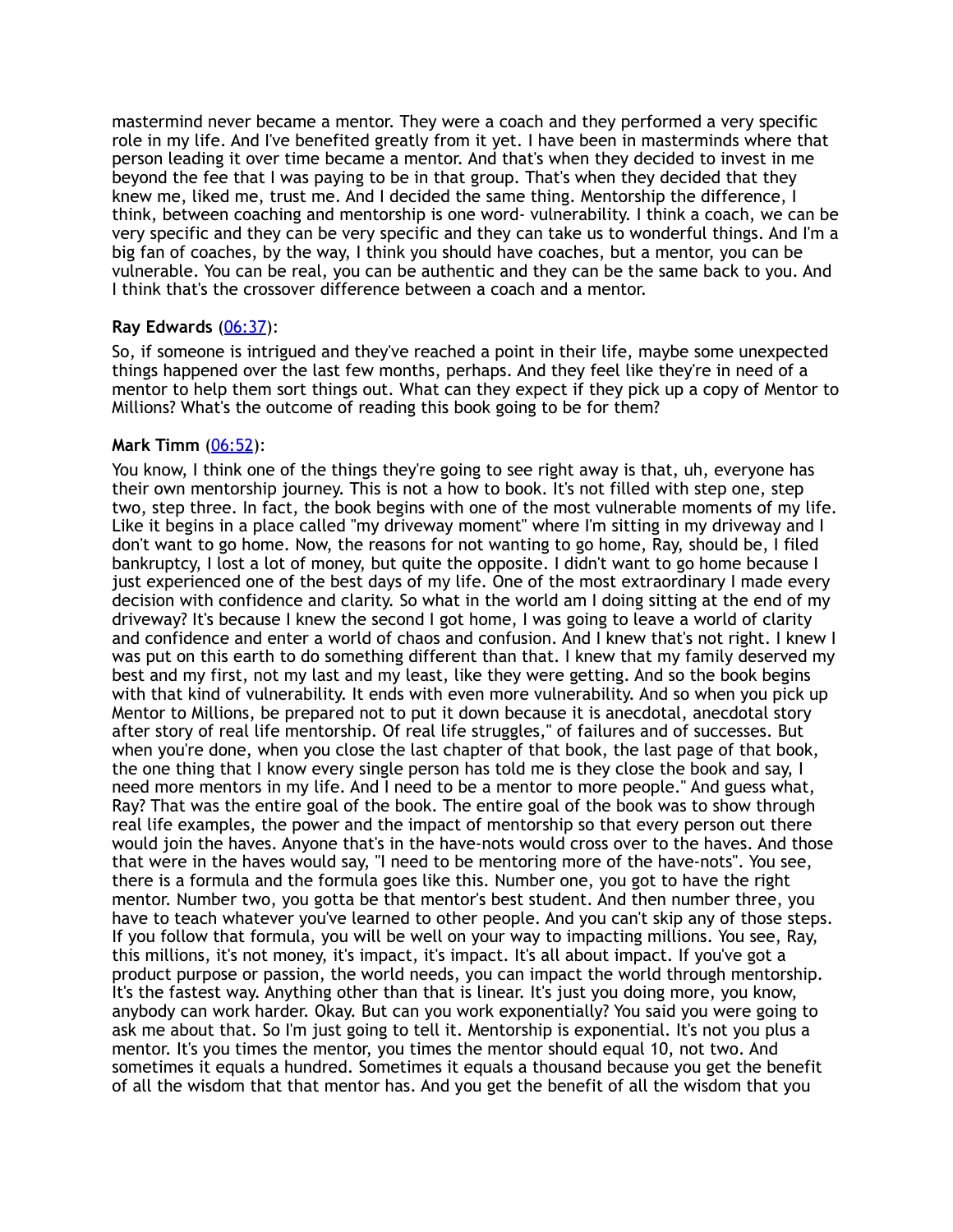mastermind never became a mentor. They were a coach and they performed a very specific role in my life. And I've benefited greatly from it yet. I have been in masterminds where that person leading it over time became a mentor. And that's when they decided to invest in me beyond the fee that I was paying to be in that group. That's when they decided that they knew me, liked me, trust me. And I decided the same thing. Mentorship the difference, I think, between coaching and mentorship is one word- vulnerability. I think a coach, we can be very specific and they can be very specific and they can take us to wonderful things. And I'm a big fan of coaches, by the way, I think you should have coaches, but a mentor, you can be vulnerable. You can be real, you can be authentic and they can be the same back to you. And I think that's the crossover difference between a coach and a mentor.

**Ray Edwards** (06:37):

So, if someone is intrigued and they've reached a point in their life, maybe some unexpected things happened over the last few months, perhaps. And they feel like they're in need of a mentor to help them sort things out. What can they expect if they pick up a copy of Mentor to Millions? What's the outcome of reading this book going to be for them?

**Mark Timm** (06:52):

You know, I think one of the things they're going to see right away is that, uh, everyone has their own mentorship journey. This is not a how to book. It's not filled with step one, step two, step three. In fact, the book begins with one of the most vulnerable moments of my life. Like it begins in a place called "my driveway moment" where I'm sitting in my driveway and I don't want to go home. Now, the reasons for not wanting to go home, Ray, should be, I filed bankruptcy, I lost a lot of money, but quite the opposite. I didn't want to go home because I just experienced one of the best days of my life. One of the most extraordinary I made every decision with confidence and clarity. So what in the world am I doing sitting at the end of my driveway? It's because I knew the second I got home, I was going to leave a world of clarity and confidence and enter a world of chaos and confusion. And I knew that's not right. I knew I was put on this earth to do something different than that. I knew that my family deserved my best and my first, not my last and my least, like they were getting. And so the book begins with that kind of vulnerability. It ends with even more vulnerability. And so when you pick up Mentor to Millions, be prepared not to put it down because it is anecdotal, anecdotal story after story of real life mentorship. Of real life struggles," of failures and of successes. But when you're done, when you close the last chapter of that book, the last page of that book, the one thing that I know every single person has told me is they close the book and say, I need more mentors in my life. And I need to be a mentor to more people." And guess what, Ray? That was the entire goal of the book. The entire goal of the book was to show through real life examples, the power and the impact of mentorship so that every person out there would join the haves. Anyone that's in the have-nots would cross over to the haves. And those that were in the haves would say, "I need to be mentoring more of the have-nots". You see, there is a formula and the formula goes like this. Number one, you got to have the right mentor. Number two, you gotta be that mentor's best student. And then number three, you have to teach whatever you've learned to other people. And you can't skip any of those steps. If you follow that formula, you will be well on your way to impacting millions. You see, Ray, this millions, it's not money, it's impact, it's impact. It's all about impact. If you've got a product purpose or passion, the world needs, you can impact the world through mentorship. It's the fastest way. Anything other than that is linear. It's just you doing more, you know, anybody can work harder. Okay. But can you work exponentially? You said you were going to ask me about that. So I'm just going to tell it. Mentorship is exponential. It's not you plus a mentor. It's you times the mentor, you times the mentor should equal 10, not two. And sometimes it equals a hundred. Sometimes it equals a thousand because you get the benefit of all the wisdom that that mentor has. And you get the benefit of all the wisdom that you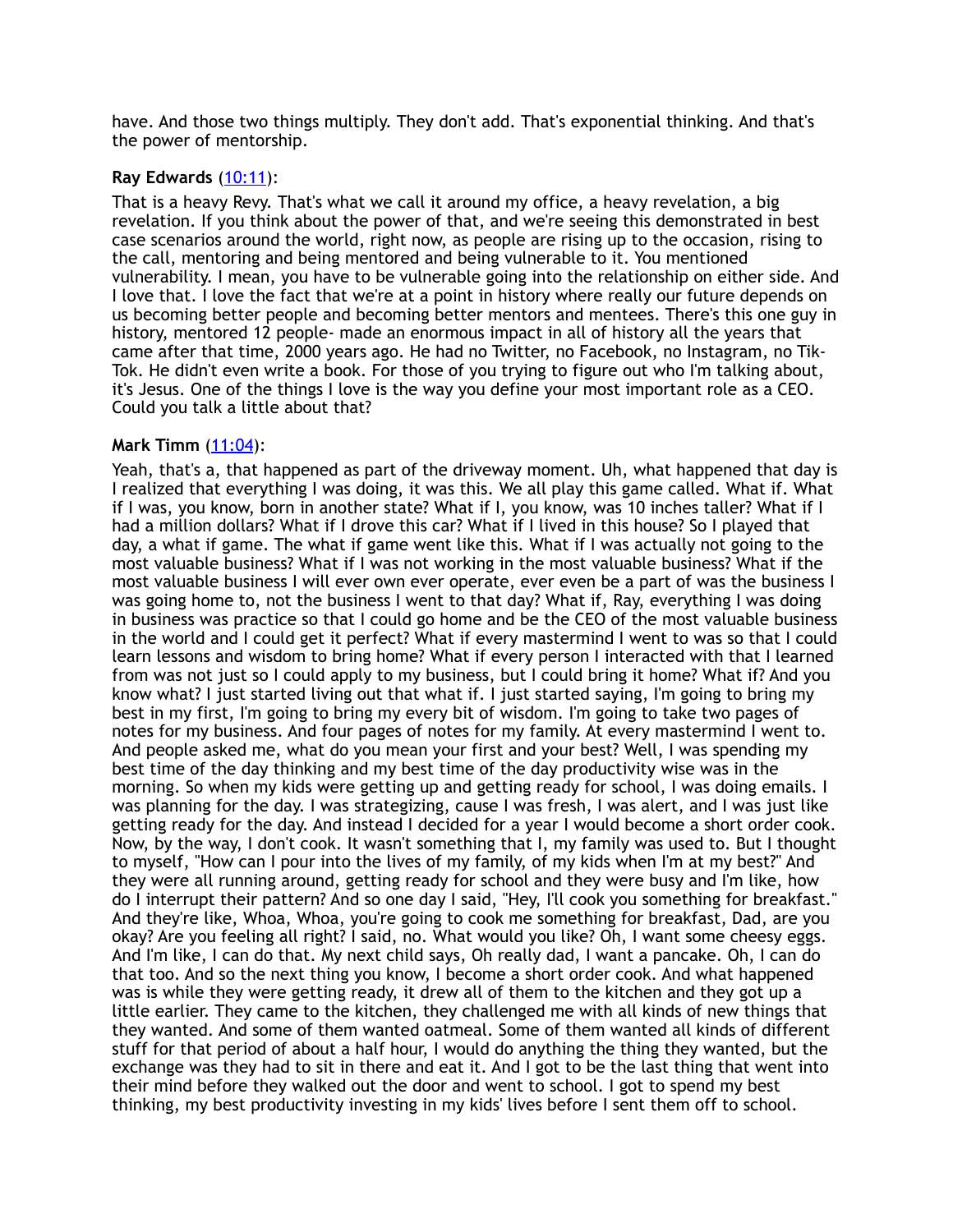have. And those two things multiply. They don't add. That's exponential thinking. And that's the power of mentorship.

**Ray Edwards** ([10:11](#)):

That is a heavy Revy. That's what we call it around my office, a heavy revelation, a big revelation. If you think about the power of that, and we're seeing this demonstrated in best case scenarios around the world, right now, as people are rising up to the occasion, rising to the call, mentoring and being mentored and being vulnerable to it. You mentioned vulnerability. I mean, you have to be vulnerable going into the relationship on either side. And I love that. I love the fact that we're at a point in history where really our future depends on us becoming better people and becoming better mentors and mentees. There's this one guy in history, mentored 12 people- made an enormous impact in all of history all the years that came after that time, 2000 years ago. He had no Twitter, no Facebook, no Instagram, no Tik-Tok. He didn't even write a book. For those of you trying to figure out who I'm talking about, it's Jesus. One of the things I love is the way you define your most important role as a CEO. Could you talk a little about that?

**Mark Timm** ([11:04](#)):

Yeah, that's a, that happened as part of the driveway moment. Uh, what happened that day is I realized that everything I was doing, it was this. We all play this game called. What if. What if I was, you know, born in another state? What if I, you know, was 10 inches taller? What if I had a million dollars? What if I drove this car? What if I lived in this house? So I played that day, a what if game. The what if game went like this. What if I was actually not going to the most valuable business? What if I was not working in the most valuable business? What if the most valuable business I will ever own ever operate, ever even be a part of was the business I was going home to, not the business I went to that day? What if, Ray, everything I was doing in business was practice so that I could go home and be the CEO of the most valuable business in the world and I could get it perfect? What if every mastermind I went to was so that I could learn lessons and wisdom to bring home? What if every person I interacted with that I learned from was not just so I could apply to my business, but I could bring it home? What if? And you know what? I just started living out that what if. I just started saying, I'm going to bring my best in my first, I'm going to bring my every bit of wisdom. I'm going to take two pages of notes for my business. And four pages of notes for my family. At every mastermind I went to. And people asked me, what do you mean your first and your best? Well, I was spending my best time of the day thinking and my best time of the day productivity wise was in the morning. So when my kids were getting up and getting ready for school, I was doing emails. I was planning for the day. I was strategizing, cause I was fresh, I was alert, and I was just like getting ready for the day. And instead I decided for a year I would become a short order cook. Now, by the way, I don't cook. It wasn't something that I, my family was used to. But I thought to myself, "How can I pour into the lives of my family, of my kids when I'm at my best?" And they were all running around, getting ready for school and they were busy and I'm like, how do I interrupt their pattern? And so one day I said, "Hey, I'll cook you something for breakfast." And they're like, Whoa, Whoa, you're going to cook me something for breakfast, Dad, are you okay? Are you feeling all right? I said, no. What would you like? Oh, I want some cheesy eggs. And I'm like, I can do that. My next child says, Oh really dad, I want a pancake. Oh, I can do that too. And so the next thing you know, I become a short order cook. And what happened was is while they were getting ready, it drew all of them to the kitchen and they got up a little earlier. They came to the kitchen, they challenged me with all kinds of new things that they wanted. And some of them wanted oatmeal. Some of them wanted all kinds of different stuff for that period of about a half hour, I would do anything the thing they wanted, but the exchange was they had to sit in there and eat it. And I got to be the last thing that went into their mind before they walked out the door and went to school. I got to spend my best thinking, my best productivity investing in my kids' lives before I sent them off to school.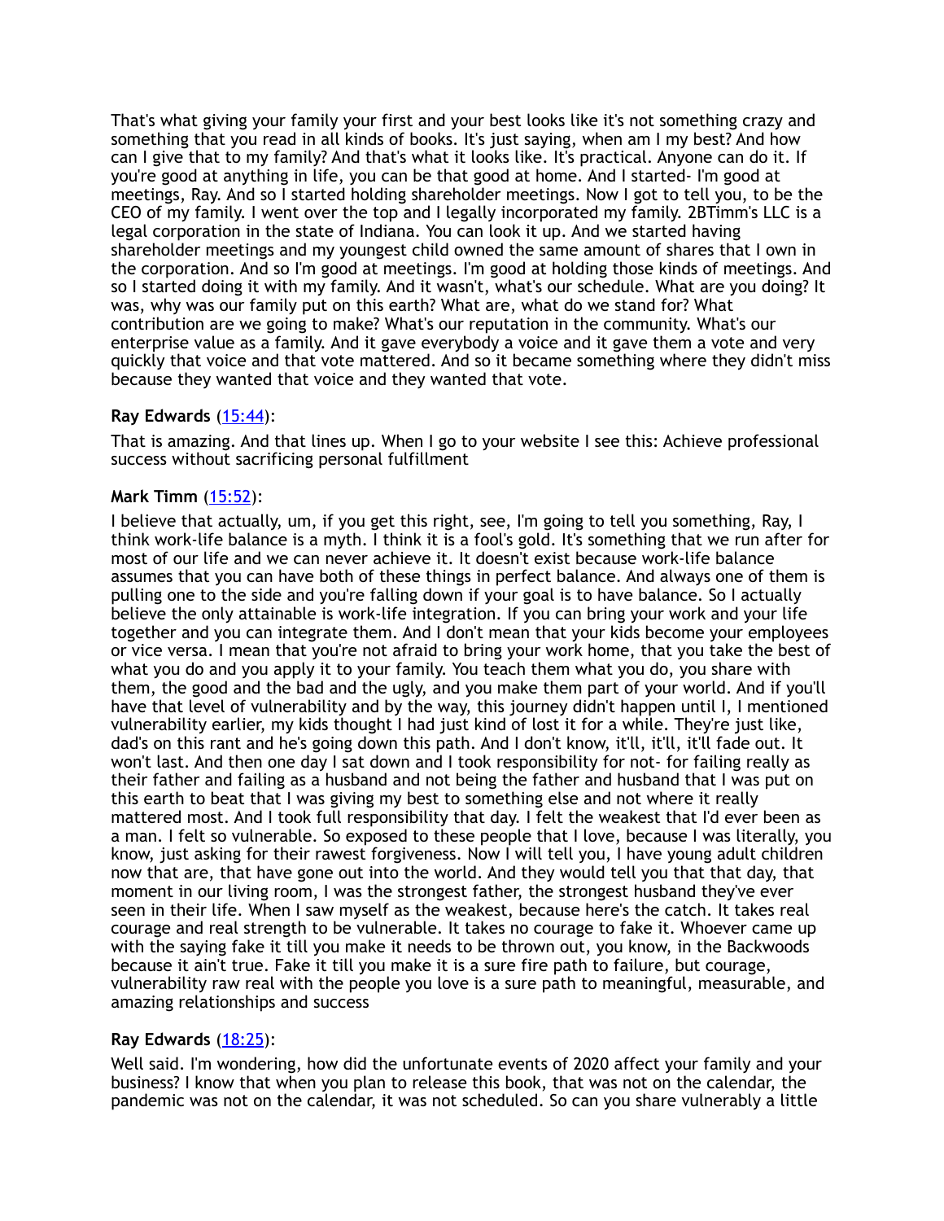That's what giving your family your first and your best looks like it's not something crazy and something that you read in all kinds of books. It's just saying, when am I my best? And how can I give that to my family? And that's what it looks like. It's practical. Anyone can do it. If you're good at anything in life, you can be that good at home. And I started- I'm good at meetings, Ray. And so I started holding shareholder meetings. Now I got to tell you, to be the CEO of my family. I went over the top and I legally incorporated my family. 2BTimm's LLC is a legal corporation in the state of Indiana. You can look it up. And we started having shareholder meetings and my youngest child owned the same amount of shares that I own in the corporation. And so I'm good at meetings. I'm good at holding those kinds of meetings. And so I started doing it with my family. And it wasn't, what's our schedule. What are you doing? It was, why was our family put on this earth? What are, what do we stand for? What contribution are we going to make? What's our reputation in the community. What's our enterprise value as a family. And it gave everybody a voice and it gave them a vote and very quickly that voice and that vote mattered. And so it became something where they didn't miss because they wanted that voice and they wanted that vote.

**Ray Edwards** ([15:44]):

That is amazing. And that lines up. When I go to your website I see this: Achieve professional success without sacrificing personal fulfillment

**Mark Timm** ([15:52]):

I believe that actually, um, if you get this right, see, I'm going to tell you something, Ray, I think work-life balance is a myth. I think it is a fool's gold. It's something that we run after for most of our life and we can never achieve it. It doesn't exist because work-life balance assumes that you can have both of these things in perfect balance. And always one of them is pulling one to the side and you're falling down if your goal is to have balance. So I actually believe the only attainable is work-life integration. If you can bring your work and your life together and you can integrate them. And I don't mean that your kids become your employees or vice versa. I mean that you're not afraid to bring your work home, that you take the best of what you do and you apply it to your family. You teach them what you do, you share with them, the good and the bad and the ugly, and you make them part of your world. And if you'll have that level of vulnerability and by the way, this journey didn't happen until I, I mentioned vulnerability earlier, my kids thought I had just kind of lost it for a while. They're just like, dad's on this rant and he's going down this path. And I don't know, it'll, it'll, it'll fade out. It won't last. And then one day I sat down and I took responsibility for not- for failing really as their father and failing as a husband and not being the father and husband that I was put on this earth to beat that I was giving my best to something else and not where it really mattered most. And I took full responsibility that day. I felt the weakest that I'd ever been as a man. I felt so vulnerable. So exposed to these people that I love, because I was literally, you know, just asking for their rawest forgiveness. Now I will tell you, I have young adult children now that are, that have gone out into the world. And they would tell you that that day, that moment in our living room, I was the strongest father, the strongest husband they've ever seen in their life. When I saw myself as the weakest, because here's the catch. It takes real courage and real strength to be vulnerable. It takes no courage to fake it. Whoever came up with the saying fake it till you make it needs to be thrown out, you know, in the Backwoods because it ain't true. Fake it till you make it is a sure fire path to failure, but courage, vulnerability raw real with the people you love is a sure path to meaningful, measurable, and amazing relationships and success

**Ray Edwards** ([18:25]):

Well said. I'm wondering, how did the unfortunate events of 2020 affect your family and your business? I know that when you plan to release this book, that was not on the calendar, the pandemic was not on the calendar, it was not scheduled. So can you share vulnerably a little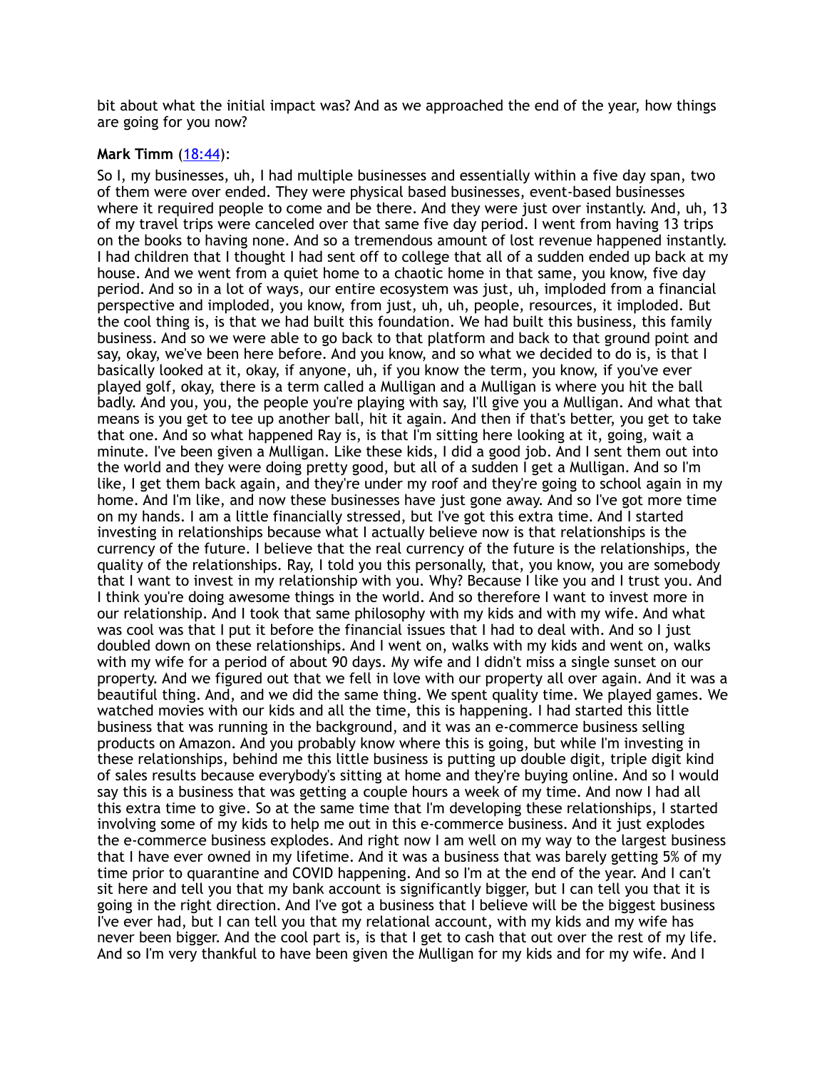bit about what the initial impact was? And as we approached the end of the year, how things are going for you now?

**Mark Timm** ([18:44]):

So I, my businesses, uh, I had multiple businesses and essentially within a five day span, two of them were over ended. They were physical based businesses, event-based businesses where it required people to come and be there. And they were just over instantly. And, uh, 13 of my travel trips were canceled over that same five day period. I went from having 13 trips on the books to having none. And so a tremendous amount of lost revenue happened instantly. I had children that I thought I had sent off to college that all of a sudden ended up back at my house. And we went from a quiet home to a chaotic home in that same, you know, five day period. And so in a lot of ways, our entire ecosystem was just, uh, imploded from a financial perspective and imploded, you know, from just, uh, uh, people, resources, it imploded. But the cool thing is, is that we had built this foundation. We had built this business, this family business. And so we were able to go back to that platform and back to that ground point and say, okay, we've been here before. And you know, and so what we decided to do is, is that I basically looked at it, okay, if anyone, uh, if you know the term, you know, if you've ever played golf, okay, there is a term called a Mulligan and a Mulligan is where you hit the ball badly. And you, you, the people you're playing with say, I'll give you a Mulligan. And what that means is you get to tee up another ball, hit it again. And then if that's better, you get to take that one. And so what happened Ray is, is that I'm sitting here looking at it, going, wait a minute. I've been given a Mulligan. Like these kids, I did a good job. And I sent them out into the world and they were doing pretty good, but all of a sudden I get a Mulligan. And so I'm like, I get them back again, and they're under my roof and they're going to school again in my home. And I'm like, and now these businesses have just gone away. And so I've got more time on my hands. I am a little financially stressed, but I've got this extra time. And I started investing in relationships because what I actually believe now is that relationships is the currency of the future. I believe that the real currency of the future is the relationships, the quality of the relationships. Ray, I told you this personally, that, you know, you are somebody that I want to invest in my relationship with you. Why? Because I like you and I trust you. And I think you're doing awesome things in the world. And so therefore I want to invest more in our relationship. And I took that same philosophy with my kids and with my wife. And what was cool was that I put it before the financial issues that I had to deal with. And so I just doubled down on these relationships. And I went on, walks with my kids and went on, walks with my wife for a period of about 90 days. My wife and I didn't miss a single sunset on our property. And we figured out that we fell in love with our property all over again. And it was a beautiful thing. And, and we did the same thing. We spent quality time. We played games. We watched movies with our kids and all the time, this is happening. I had started this little business that was running in the background, and it was an e-commerce business selling products on Amazon. And you probably know where this is going, but while I'm investing in these relationships, behind me this little business is putting up double digit, triple digit kind of sales results because everybody's sitting at home and they're buying online. And so I would say this is a business that was getting a couple hours a week of my time. And now I had all this extra time to give. So at the same time that I'm developing these relationships, I started involving some of my kids to help me out in this e-commerce business. And it just explodes the e-commerce business explodes. And right now I am well on my way to the largest business that I have ever owned in my lifetime. And it was a business that was barely getting 5% of my time prior to quarantine and COVID happening. And so I'm at the end of the year. And I can't sit here and tell you that my bank account is significantly bigger, but I can tell you that it is going in the right direction. And I've got a business that I believe will be the biggest business I've ever had, but I can tell you that my relational account, with my kids and my wife has never been bigger. And the cool part is, is that I get to cash that out over the rest of my life. And so I'm very thankful to have been given the Mulligan for my kids and for my wife. And I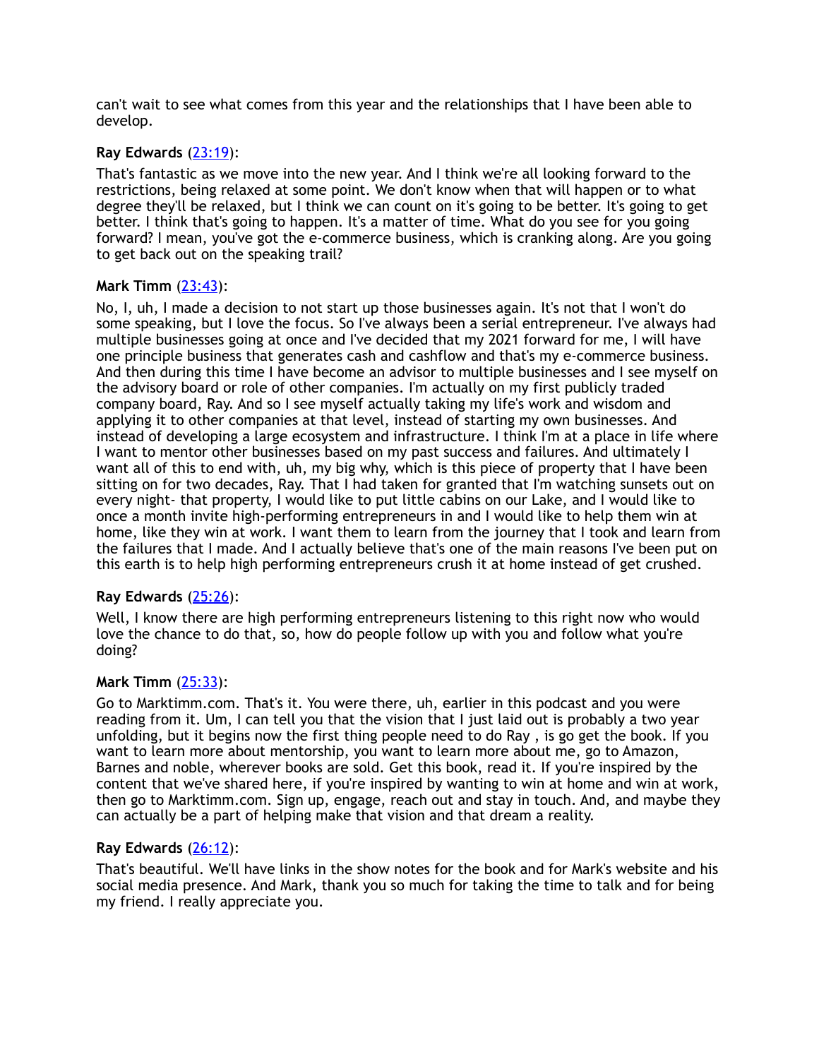can't wait to see what comes from this year and the relationships that I have been able to develop.

**Ray Edwards** (23:19):

That's fantastic as we move into the new year. And I think we're all looking forward to the restrictions, being relaxed at some point. We don't know when that will happen or to what degree they'll be relaxed, but I think we can count on it's going to be better. It's going to get better. I think that's going to happen. It's a matter of time. What do you see for you going forward? I mean, you've got the e-commerce business, which is cranking along. Are you going to get back out on the speaking trail?

**Mark Timm** (23:43):

No, I, uh, I made a decision to not start up those businesses again. It's not that I won't do some speaking, but I love the focus. So I've always been a serial entrepreneur. I've always had multiple businesses going at once and I've decided that my 2021 forward for me, I will have one principle business that generates cash and cashflow and that's my e-commerce business. And then during this time I have become an advisor to multiple businesses and I see myself on the advisory board or role of other companies. I'm actually on my first publicly traded company board, Ray. And so I see myself actually taking my life's work and wisdom and applying it to other companies at that level, instead of starting my own businesses. And instead of developing a large ecosystem and infrastructure. I think I'm at a place in life where I want to mentor other businesses based on my past success and failures. And ultimately I want all of this to end with, uh, my big why, which is this piece of property that I have been sitting on for two decades, Ray. That I had taken for granted that I'm watching sunsets out on every night- that property, I would like to put little cabins on our Lake, and I would like to once a month invite high-performing entrepreneurs in and I would like to help them win at home, like they win at work. I want them to learn from the journey that I took and learn from the failures that I made. And I actually believe that's one of the main reasons I've been put on this earth is to help high performing entrepreneurs crush it at home instead of get crushed.

**Ray Edwards** (25:26):

Well, I know there are high performing entrepreneurs listening to this right now who would love the chance to do that, so, how do people follow up with you and follow what you're doing?

**Mark Timm** (25:33):

Go to Marktimm.com. That's it. You were there, uh, earlier in this podcast and you were reading from it. Um, I can tell you that the vision that I just laid out is probably a two year unfolding, but it begins now the first thing people need to do Ray , is go get the book. If you want to learn more about mentorship, you want to learn more about me, go to Amazon, Barnes and noble, wherever books are sold. Get this book, read it. If you're inspired by the content that we've shared here, if you're inspired by wanting to win at home and win at work, then go to Marktimm.com. Sign up, engage, reach out and stay in touch. And, and maybe they can actually be a part of helping make that vision and that dream a reality.

**Ray Edwards** (26:12):

That's beautiful. We'll have links in the show notes for the book and for Mark's website and his social media presence. And Mark, thank you so much for taking the time to talk and for being my friend. I really appreciate you.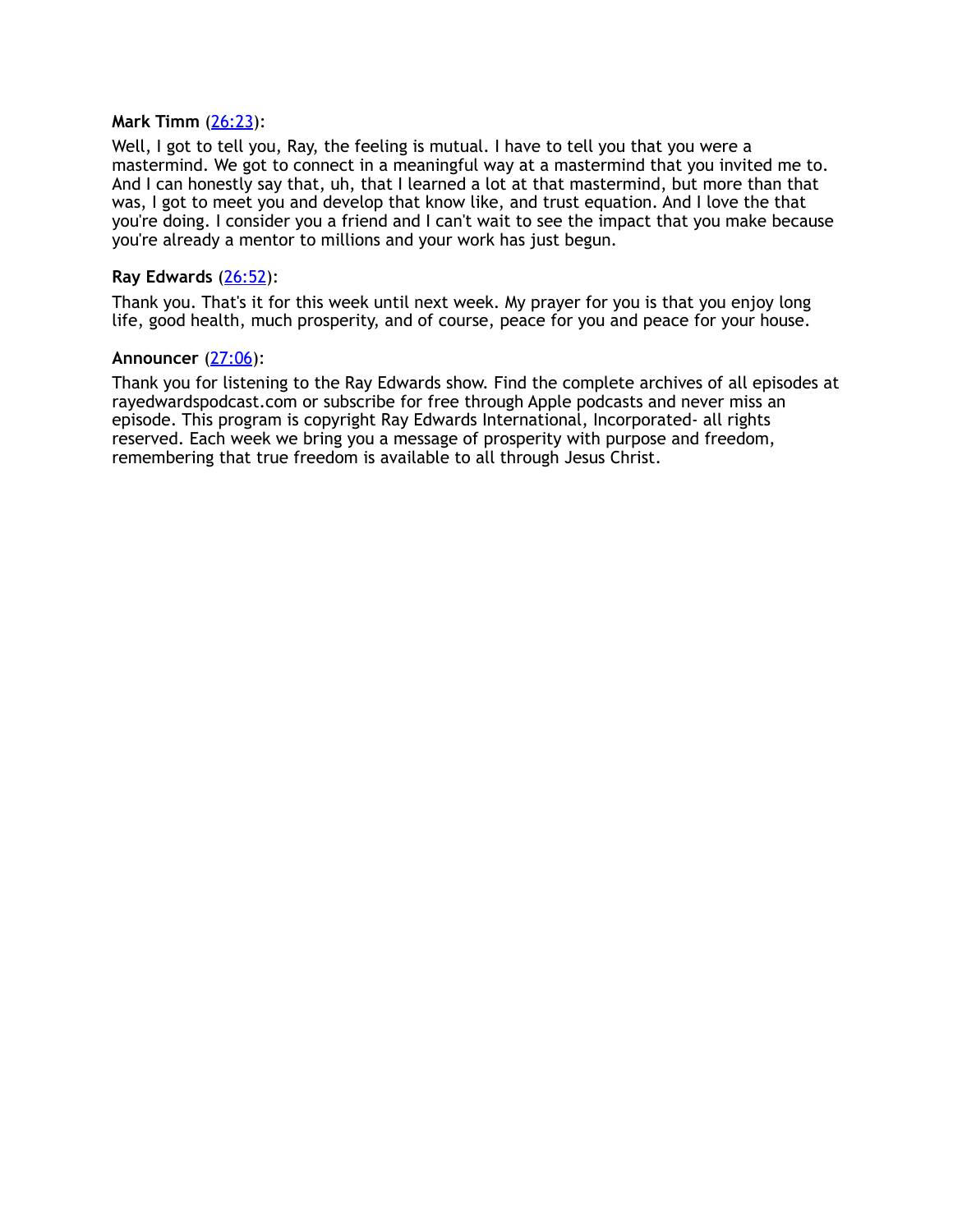**Mark Timm** ([26:23](#)):

Well, I got to tell you, Ray, the feeling is mutual. I have to tell you that you were a mastermind. We got to connect in a meaningful way at a mastermind that you invited me to. And I can honestly say that, uh, that I learned a lot at that mastermind, but more than that was, I got to meet you and develop that know like, and trust equation. And I love the that you're doing. I consider you a friend and I can't wait to see the impact that you make because you're already a mentor to millions and your work has just begun.

**Ray Edwards** ([26:52](#)):

Thank you. That's it for this week until next week. My prayer for you is that you enjoy long life, good health, much prosperity, and of course, peace for you and peace for your house.

**Announcer** ([27:06](#)):

Thank you for listening to the Ray Edwards show. Find the complete archives of all episodes at rayedwardspodcast.com or subscribe for free through Apple podcasts and never miss an episode. This program is copyright Ray Edwards International, Incorporated- all rights reserved. Each week we bring you a message of prosperity with purpose and freedom, remembering that true freedom is available to all through Jesus Christ.